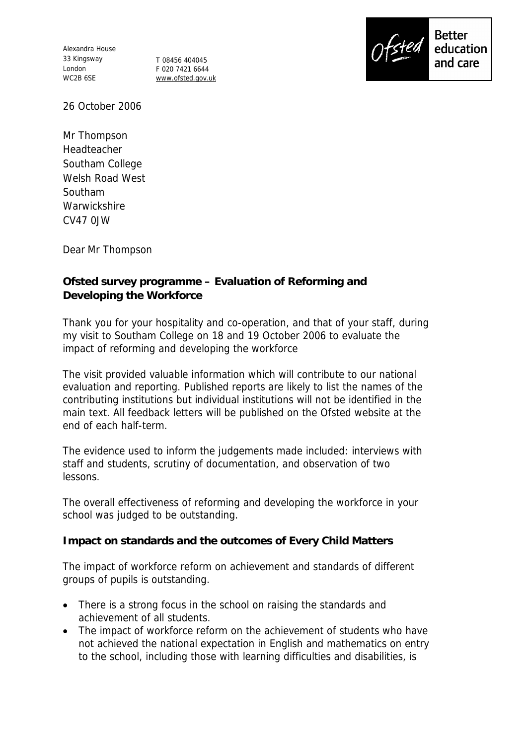Alexandra House
33 Kingsway
London
WC2B 6SE

T 08456 404045
F 020 7421 6644
www.ofsted.gov.uk

Ofsted — Better education and care

26 October 2006

Mr Thompson
Headteacher
Southam College
Welsh Road West
Southam
Warwickshire
CV47 0JW

Dear Mr Thompson

**Ofsted survey programme – Evaluation of Reforming and Developing the Workforce**

Thank you for your hospitality and co-operation, and that of your staff, during my visit to Southam College on 18 and 19 October 2006 to evaluate the impact of reforming and developing the workforce

The visit provided valuable information which will contribute to our national evaluation and reporting. Published reports are likely to list the names of the contributing institutions but individual institutions will not be identified in the main text. All feedback letters will be published on the Ofsted website at the end of each half-term.

The evidence used to inform the judgements made included: interviews with staff and students, scrutiny of documentation, and observation of two lessons.

The overall effectiveness of reforming and developing the workforce in your school was judged to be outstanding.

**Impact on standards and the outcomes of Every Child Matters**

The impact of workforce reform on achievement and standards of different groups of pupils is outstanding.

- There is a strong focus in the school on raising the standards and achievement of all students.
- The impact of workforce reform on the achievement of students who have not achieved the national expectation in English and mathematics on entry to the school, including those with learning difficulties and disabilities, is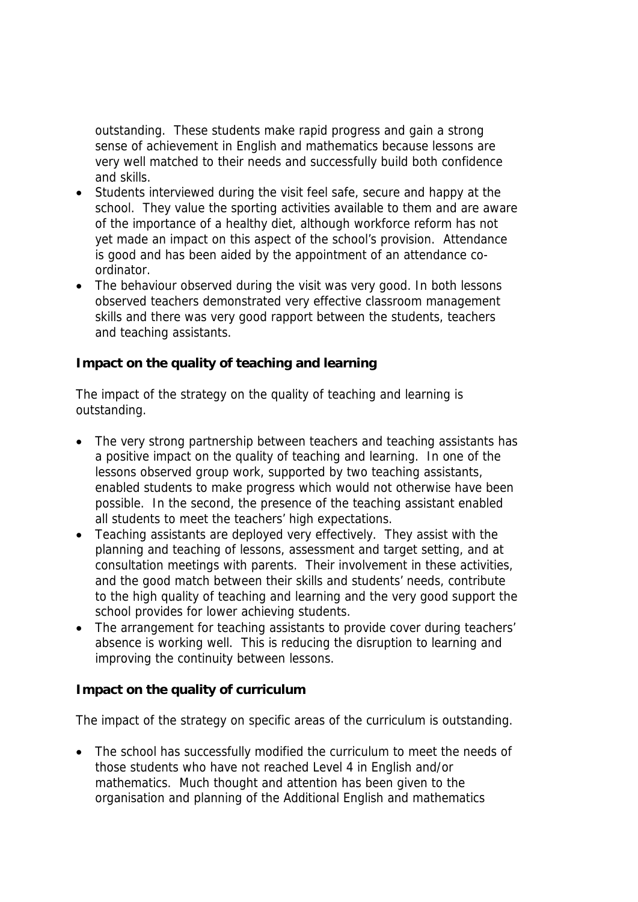outstanding. These students make rapid progress and gain a strong sense of achievement in English and mathematics because lessons are very well matched to their needs and successfully build both confidence and skills.

- Students interviewed during the visit feel safe, secure and happy at the school. They value the sporting activities available to them and are aware of the importance of a healthy diet, although workforce reform has not yet made an impact on this aspect of the school's provision. Attendance is good and has been aided by the appointment of an attendance co-ordinator.
- The behaviour observed during the visit was very good. In both lessons observed teachers demonstrated very effective classroom management skills and there was very good rapport between the students, teachers and teaching assistants.

**Impact on the quality of teaching and learning**

The impact of the strategy on the quality of teaching and learning is outstanding.

- The very strong partnership between teachers and teaching assistants has a positive impact on the quality of teaching and learning. In one of the lessons observed group work, supported by two teaching assistants, enabled students to make progress which would not otherwise have been possible. In the second, the presence of the teaching assistant enabled all students to meet the teachers' high expectations.
- Teaching assistants are deployed very effectively. They assist with the planning and teaching of lessons, assessment and target setting, and at consultation meetings with parents. Their involvement in these activities, and the good match between their skills and students' needs, contribute to the high quality of teaching and learning and the very good support the school provides for lower achieving students.
- The arrangement for teaching assistants to provide cover during teachers' absence is working well. This is reducing the disruption to learning and improving the continuity between lessons.

**Impact on the quality of curriculum**

The impact of the strategy on specific areas of the curriculum is outstanding.

- The school has successfully modified the curriculum to meet the needs of those students who have not reached Level 4 in English and/or mathematics. Much thought and attention has been given to the organisation and planning of the Additional English and mathematics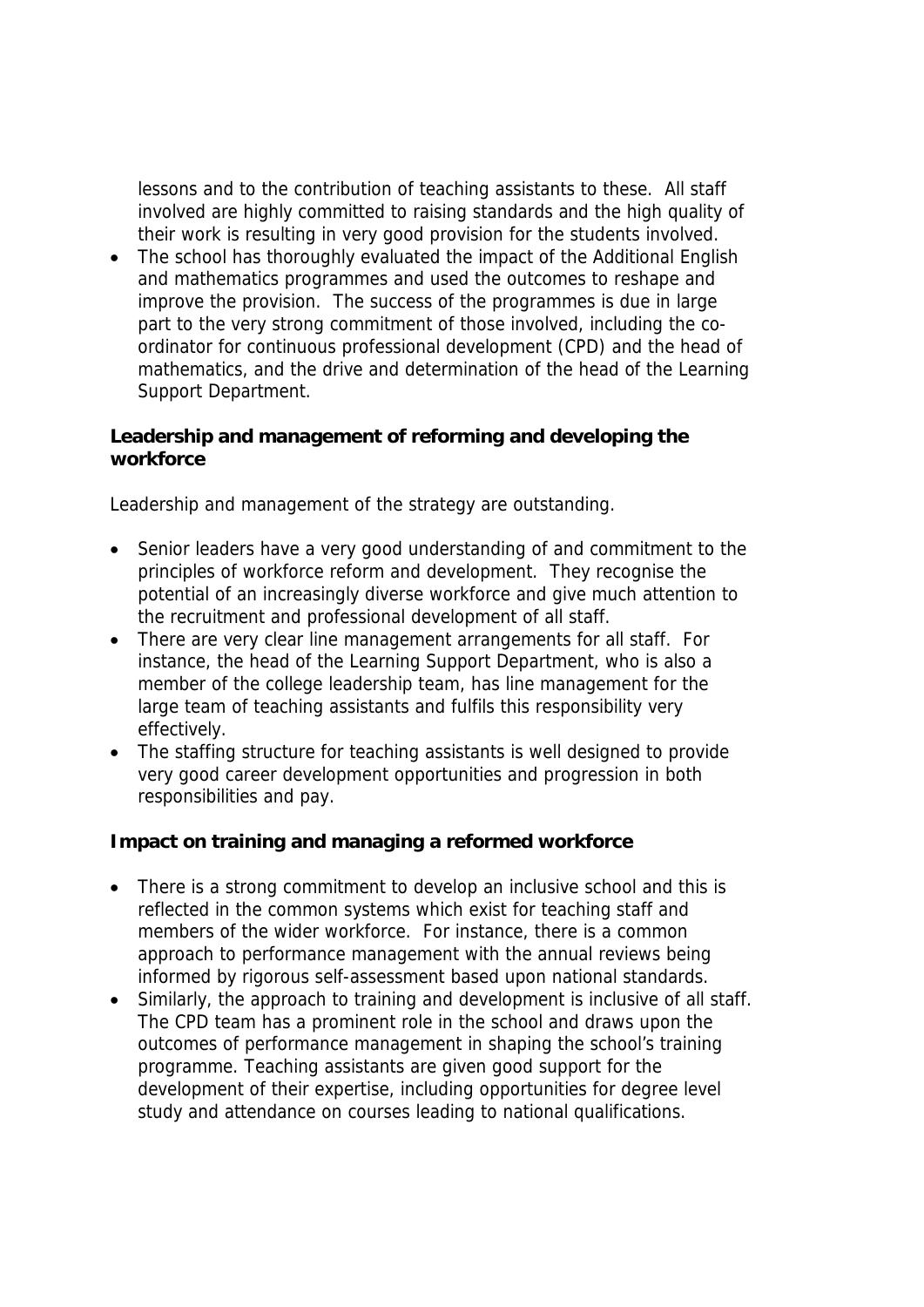lessons and to the contribution of teaching assistants to these. All staff involved are highly committed to raising standards and the high quality of their work is resulting in very good provision for the students involved.

- The school has thoroughly evaluated the impact of the Additional English and mathematics programmes and used the outcomes to reshape and improve the provision. The success of the programmes is due in large part to the very strong commitment of those involved, including the co-ordinator for continuous professional development (CPD) and the head of mathematics, and the drive and determination of the head of the Learning Support Department.

**Leadership and management of reforming and developing the workforce**

Leadership and management of the strategy are outstanding.

- Senior leaders have a very good understanding of and commitment to the principles of workforce reform and development. They recognise the potential of an increasingly diverse workforce and give much attention to the recruitment and professional development of all staff.
- There are very clear line management arrangements for all staff. For instance, the head of the Learning Support Department, who is also a member of the college leadership team, has line management for the large team of teaching assistants and fulfils this responsibility very effectively.
- The staffing structure for teaching assistants is well designed to provide very good career development opportunities and progression in both responsibilities and pay.

**Impact on training and managing a reformed workforce**

- There is a strong commitment to develop an inclusive school and this is reflected in the common systems which exist for teaching staff and members of the wider workforce. For instance, there is a common approach to performance management with the annual reviews being informed by rigorous self-assessment based upon national standards.
- Similarly, the approach to training and development is inclusive of all staff. The CPD team has a prominent role in the school and draws upon the outcomes of performance management in shaping the school's training programme. Teaching assistants are given good support for the development of their expertise, including opportunities for degree level study and attendance on courses leading to national qualifications.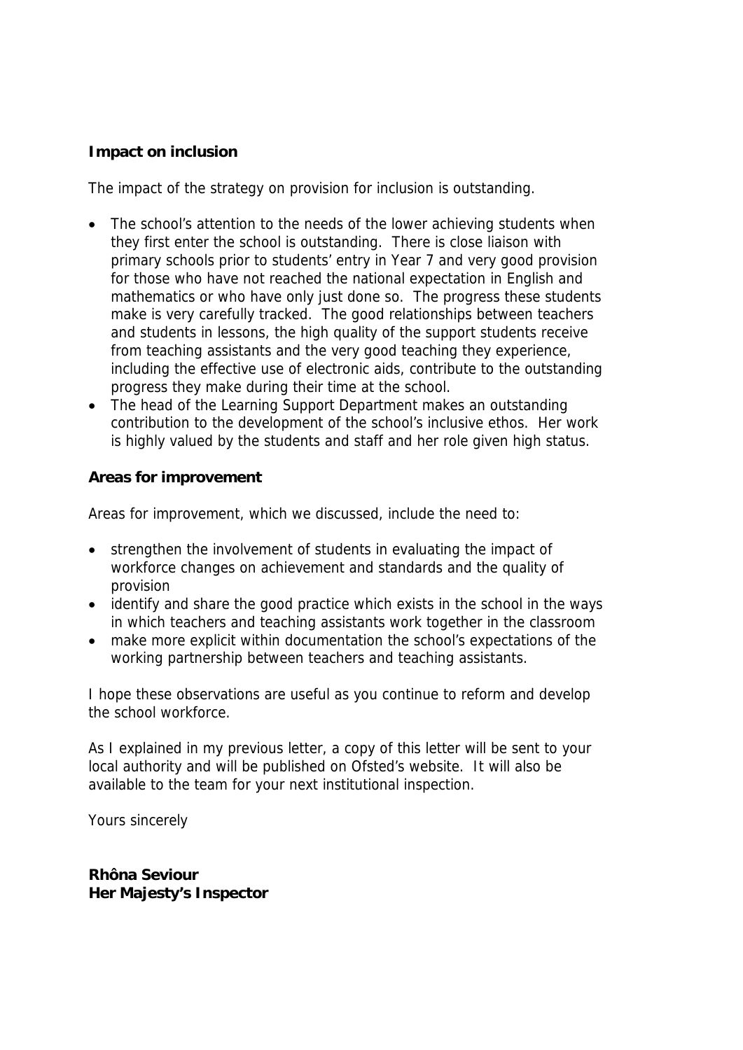**Impact on inclusion**

The impact of the strategy on provision for inclusion is outstanding.

- The school's attention to the needs of the lower achieving students when they first enter the school is outstanding. There is close liaison with primary schools prior to students' entry in Year 7 and very good provision for those who have not reached the national expectation in English and mathematics or who have only just done so. The progress these students make is very carefully tracked. The good relationships between teachers and students in lessons, the high quality of the support students receive from teaching assistants and the very good teaching they experience, including the effective use of electronic aids, contribute to the outstanding progress they make during their time at the school.
- The head of the Learning Support Department makes an outstanding contribution to the development of the school's inclusive ethos. Her work is highly valued by the students and staff and her role given high status.

**Areas for improvement**

Areas for improvement, which we discussed, include the need to:

- strengthen the involvement of students in evaluating the impact of workforce changes on achievement and standards and the quality of provision
- identify and share the good practice which exists in the school in the ways in which teachers and teaching assistants work together in the classroom
- make more explicit within documentation the school's expectations of the working partnership between teachers and teaching assistants.

I hope these observations are useful as you continue to reform and develop the school workforce.

As I explained in my previous letter, a copy of this letter will be sent to your local authority and will be published on Ofsted's website. It will also be available to the team for your next institutional inspection.

Yours sincerely

**Rhôna Seviour**
**Her Majesty's Inspector**